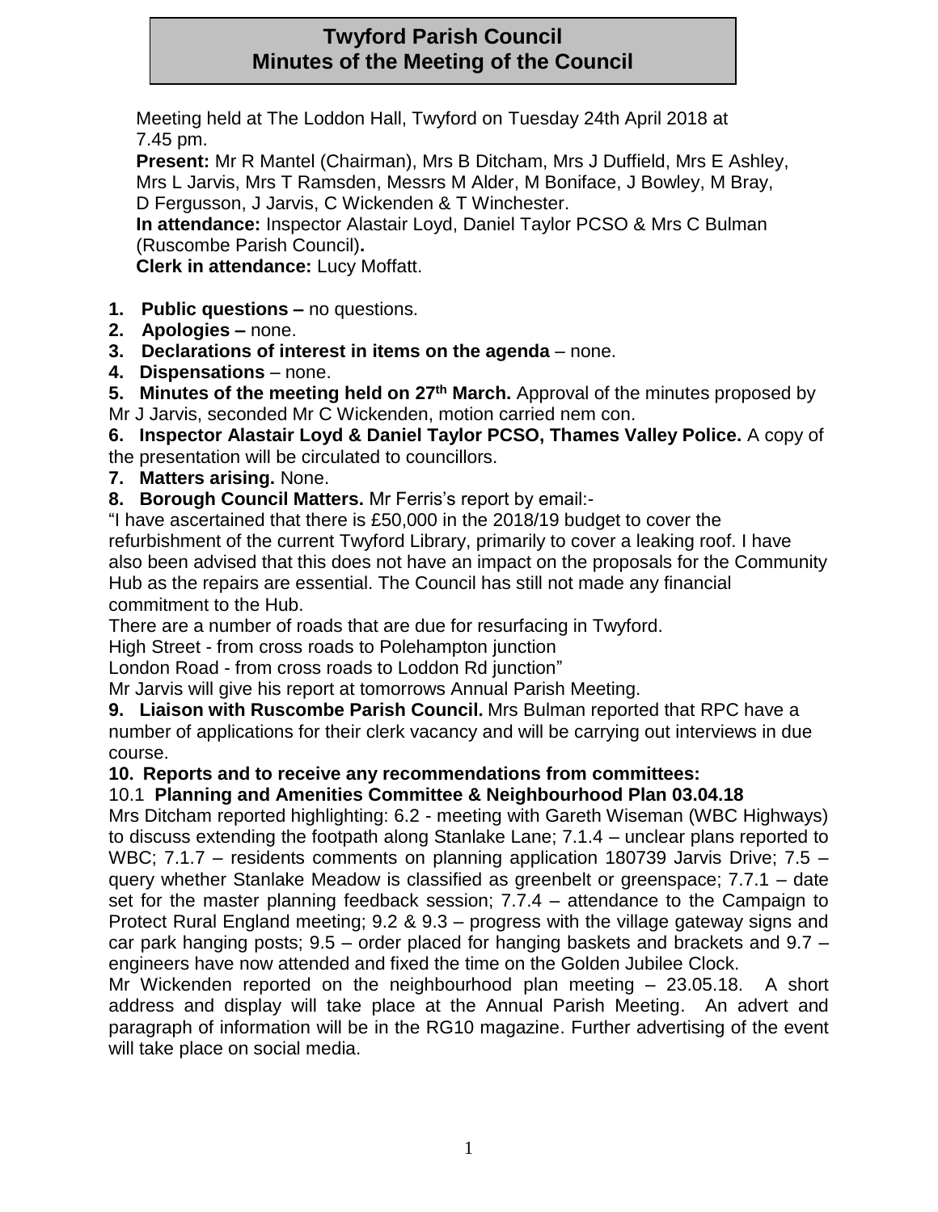# Twyford Parish Council
# Minutes of the Meeting of the Council

Meeting held at The Loddon Hall, Twyford on Tuesday 24th April 2018 at 7.45 pm.

**Present:** Mr R Mantel (Chairman), Mrs B Ditcham, Mrs J Duffield, Mrs E Ashley, Mrs L Jarvis, Mrs T Ramsden, Messrs M Alder, M Boniface, J Bowley, M Bray, D Fergusson, J Jarvis, C Wickenden & T Winchester.

**In attendance:** Inspector Alastair Loyd, Daniel Taylor PCSO & Mrs C Bulman (Ruscombe Parish Council)**.**

**Clerk in attendance:** Lucy Moffatt.

1. **Public questions –** no questions.
2. **Apologies –** none.
3. **Declarations of interest in items on the agenda** – none.
4. **Dispensations** – none.
5. **Minutes of the meeting held on 27th March.** Approval of the minutes proposed by Mr J Jarvis, seconded Mr C Wickenden, motion carried nem con.
6. **Inspector Alastair Loyd & Daniel Taylor PCSO, Thames Valley Police.** A copy of the presentation will be circulated to councillors.
7. **Matters arising.** None.
8. **Borough Council Matters.** Mr Ferris's report by email:-

"I have ascertained that there is £50,000 in the 2018/19 budget to cover the refurbishment of the current Twyford Library, primarily to cover a leaking roof. I have also been advised that this does not have an impact on the proposals for the Community Hub as the repairs are essential. The Council has still not made any financial commitment to the Hub.

There are a number of roads that are due for resurfacing in Twyford.

High Street - from cross roads to Polehampton junction

London Road - from cross roads to Loddon Rd junction"

Mr Jarvis will give his report at tomorrows Annual Parish Meeting.

9. **Liaison with Ruscombe Parish Council.** Mrs Bulman reported that RPC have a number of applications for their clerk vacancy and will be carrying out interviews in due course.
10. **Reports and to receive any recommendations from committees:**

10.1 **Planning and Amenities Committee & Neighbourhood Plan 03.04.18**

Mrs Ditcham reported highlighting: 6.2 - meeting with Gareth Wiseman (WBC Highways) to discuss extending the footpath along Stanlake Lane; 7.1.4 – unclear plans reported to WBC; 7.1.7 – residents comments on planning application 180739 Jarvis Drive; 7.5 – query whether Stanlake Meadow is classified as greenbelt or greenspace; 7.7.1 – date set for the master planning feedback session; 7.7.4 – attendance to the Campaign to Protect Rural England meeting; 9.2 & 9.3 – progress with the village gateway signs and car park hanging posts; 9.5 – order placed for hanging baskets and brackets and 9.7 – engineers have now attended and fixed the time on the Golden Jubilee Clock.

Mr Wickenden reported on the neighbourhood plan meeting – 23.05.18. A short address and display will take place at the Annual Parish Meeting. An advert and paragraph of information will be in the RG10 magazine. Further advertising of the event will take place on social media.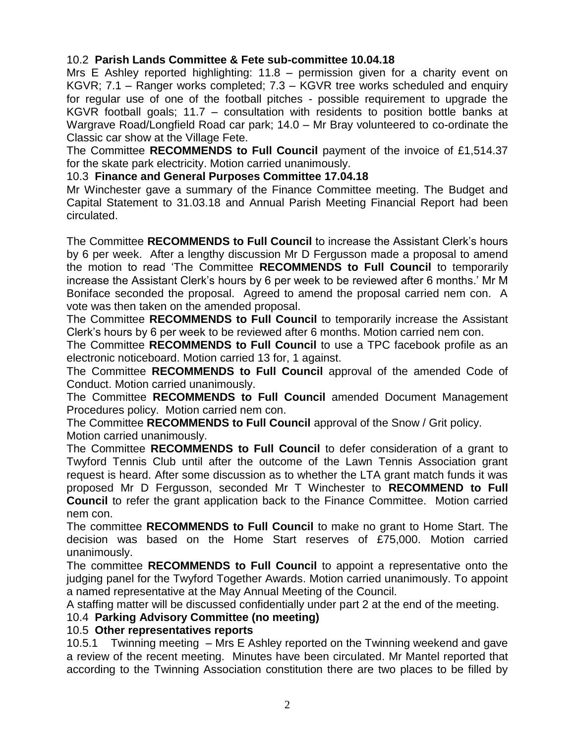### 10.2 **Parish Lands Committee & Fete sub-committee 10.04.18**

Mrs E Ashley reported highlighting: 11.8 – permission given for a charity event on KGVR; 7.1 – Ranger works completed; 7.3 – KGVR tree works scheduled and enquiry for regular use of one of the football pitches - possible requirement to upgrade the KGVR football goals; 11.7 – consultation with residents to position bottle banks at Wargrave Road/Longfield Road car park; 14.0 – Mr Bray volunteered to co-ordinate the Classic car show at the Village Fete.

The Committee **RECOMMENDS to Full Council** payment of the invoice of £1,514.37 for the skate park electricity. Motion carried unanimously.

### 10.3 **Finance and General Purposes Committee 17.04.18**

Mr Winchester gave a summary of the Finance Committee meeting. The Budget and Capital Statement to 31.03.18 and Annual Parish Meeting Financial Report had been circulated.

The Committee **RECOMMENDS to Full Council** to increase the Assistant Clerk's hours by 6 per week. After a lengthy discussion Mr D Fergusson made a proposal to amend the motion to read 'The Committee **RECOMMENDS to Full Council** to temporarily increase the Assistant Clerk's hours by 6 per week to be reviewed after 6 months.' Mr M Boniface seconded the proposal. Agreed to amend the proposal carried nem con. A vote was then taken on the amended proposal.

The Committee **RECOMMENDS to Full Council** to temporarily increase the Assistant Clerk's hours by 6 per week to be reviewed after 6 months. Motion carried nem con.

The Committee **RECOMMENDS to Full Council** to use a TPC facebook profile as an electronic noticeboard. Motion carried 13 for, 1 against.

The Committee **RECOMMENDS to Full Council** approval of the amended Code of Conduct. Motion carried unanimously.

The Committee **RECOMMENDS to Full Council** amended Document Management Procedures policy. Motion carried nem con.

The Committee **RECOMMENDS to Full Council** approval of the Snow / Grit policy. Motion carried unanimously.

The Committee **RECOMMENDS to Full Council** to defer consideration of a grant to Twyford Tennis Club until after the outcome of the Lawn Tennis Association grant request is heard. After some discussion as to whether the LTA grant match funds it was proposed Mr D Fergusson, seconded Mr T Winchester to **RECOMMEND to Full Council** to refer the grant application back to the Finance Committee. Motion carried nem con.

The committee **RECOMMENDS to Full Council** to make no grant to Home Start. The decision was based on the Home Start reserves of £75,000. Motion carried unanimously.

The committee **RECOMMENDS to Full Council** to appoint a representative onto the judging panel for the Twyford Together Awards. Motion carried unanimously. To appoint a named representative at the May Annual Meeting of the Council.

A staffing matter will be discussed confidentially under part 2 at the end of the meeting.

### 10.4 **Parking Advisory Committee (no meeting)**

### 10.5 **Other representatives reports**

10.5.1 Twinning meeting – Mrs E Ashley reported on the Twinning weekend and gave a review of the recent meeting. Minutes have been circulated. Mr Mantel reported that according to the Twinning Association constitution there are two places to be filled by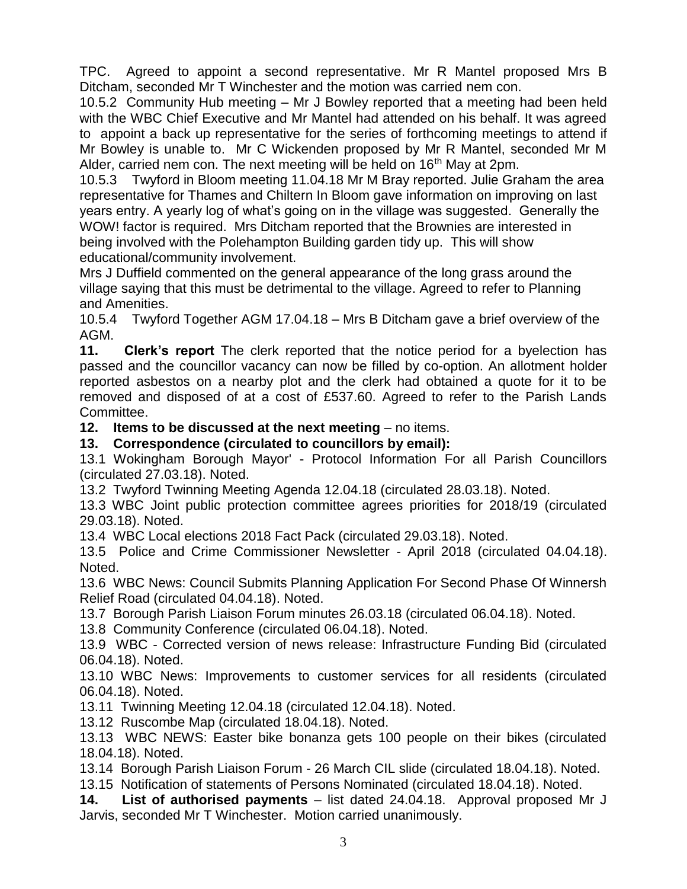TPC. Agreed to appoint a second representative. Mr R Mantel proposed Mrs B Ditcham, seconded Mr T Winchester and the motion was carried nem con.

10.5.2 Community Hub meeting – Mr J Bowley reported that a meeting had been held with the WBC Chief Executive and Mr Mantel had attended on his behalf. It was agreed to appoint a back up representative for the series of forthcoming meetings to attend if Mr Bowley is unable to. Mr C Wickenden proposed by Mr R Mantel, seconded Mr M Alder, carried nem con. The next meeting will be held on 16th May at 2pm.

10.5.3 Twyford in Bloom meeting 11.04.18 Mr M Bray reported. Julie Graham the area representative for Thames and Chiltern In Bloom gave information on improving on last years entry. A yearly log of what's going on in the village was suggested. Generally the WOW! factor is required. Mrs Ditcham reported that the Brownies are interested in being involved with the Polehampton Building garden tidy up. This will show educational/community involvement.

Mrs J Duffield commented on the general appearance of the long grass around the village saying that this must be detrimental to the village. Agreed to refer to Planning and Amenities.

10.5.4 Twyford Together AGM 17.04.18 – Mrs B Ditcham gave a brief overview of the AGM.

**11. Clerk's report** The clerk reported that the notice period for a byelection has passed and the councillor vacancy can now be filled by co-option. An allotment holder reported asbestos on a nearby plot and the clerk had obtained a quote for it to be removed and disposed of at a cost of £537.60. Agreed to refer to the Parish Lands Committee.

**12. Items to be discussed at the next meeting** – no items.

**13. Correspondence (circulated to councillors by email):**

13.1 Wokingham Borough Mayor' - Protocol Information For all Parish Councillors (circulated 27.03.18). Noted.

13.2 Twyford Twinning Meeting Agenda 12.04.18 (circulated 28.03.18). Noted.

13.3 WBC Joint public protection committee agrees priorities for 2018/19 (circulated 29.03.18). Noted.

13.4 WBC Local elections 2018 Fact Pack (circulated 29.03.18). Noted.

13.5 Police and Crime Commissioner Newsletter - April 2018 (circulated 04.04.18). Noted.

13.6 WBC News: Council Submits Planning Application For Second Phase Of Winnersh Relief Road (circulated 04.04.18). Noted.

13.7 Borough Parish Liaison Forum minutes 26.03.18 (circulated 06.04.18). Noted.

13.8 Community Conference (circulated 06.04.18). Noted.

13.9 WBC - Corrected version of news release: Infrastructure Funding Bid (circulated 06.04.18). Noted.

13.10 WBC News: Improvements to customer services for all residents (circulated 06.04.18). Noted.

13.11 Twinning Meeting 12.04.18 (circulated 12.04.18). Noted.

13.12 Ruscombe Map (circulated 18.04.18). Noted.

13.13 WBC NEWS: Easter bike bonanza gets 100 people on their bikes (circulated 18.04.18). Noted.

13.14 Borough Parish Liaison Forum - 26 March CIL slide (circulated 18.04.18). Noted.

13.15 Notification of statements of Persons Nominated (circulated 18.04.18). Noted.

**14. List of authorised payments** – list dated 24.04.18. Approval proposed Mr J Jarvis, seconded Mr T Winchester. Motion carried unanimously.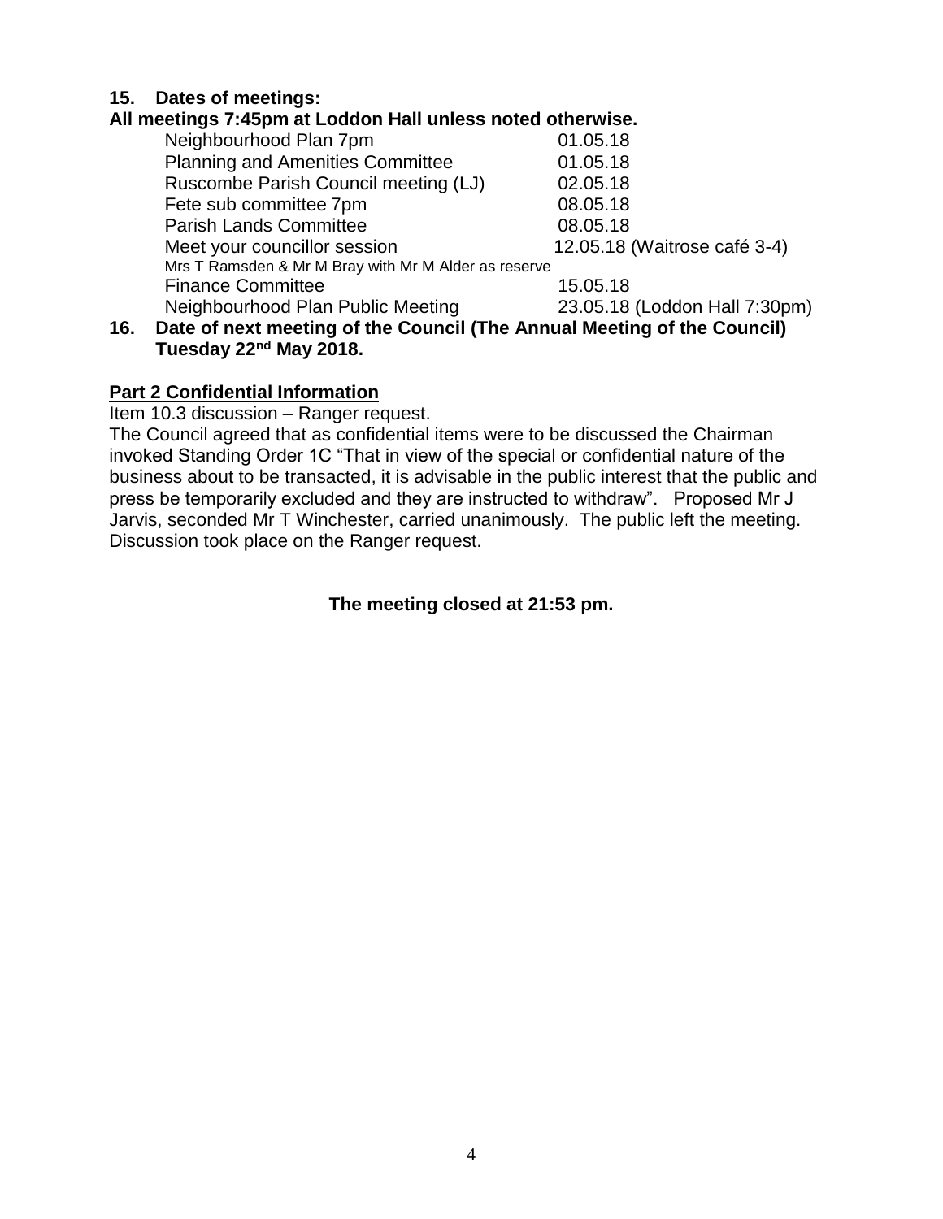**15. Dates of meetings:**

**All meetings 7:45pm at Loddon Hall unless noted otherwise.**

| | |
|---|---|
| Neighbourhood Plan 7pm | 01.05.18 |
| Planning and Amenities Committee | 01.05.18 |
| Ruscombe Parish Council meeting (LJ) | 02.05.18 |
| Fete sub committee 7pm | 08.05.18 |
| Parish Lands Committee | 08.05.18 |
| Meet your councillor session | 12.05.18 (Waitrose café 3-4) |
| Mrs T Ramsden & Mr M Bray with Mr M Alder as reserve | |
| Finance Committee | 15.05.18 |
| Neighbourhood Plan Public Meeting | 23.05.18 (Loddon Hall 7:30pm) |

**16. Date of next meeting of the Council (The Annual Meeting of the Council) Tuesday 22nd May 2018.**

**Part 2 Confidential Information**

Item 10.3 discussion – Ranger request.

The Council agreed that as confidential items were to be discussed the Chairman invoked Standing Order 1C "That in view of the special or confidential nature of the business about to be transacted, it is advisable in the public interest that the public and press be temporarily excluded and they are instructed to withdraw". Proposed Mr J Jarvis, seconded Mr T Winchester, carried unanimously. The public left the meeting. Discussion took place on the Ranger request.

**The meeting closed at 21:53 pm.**